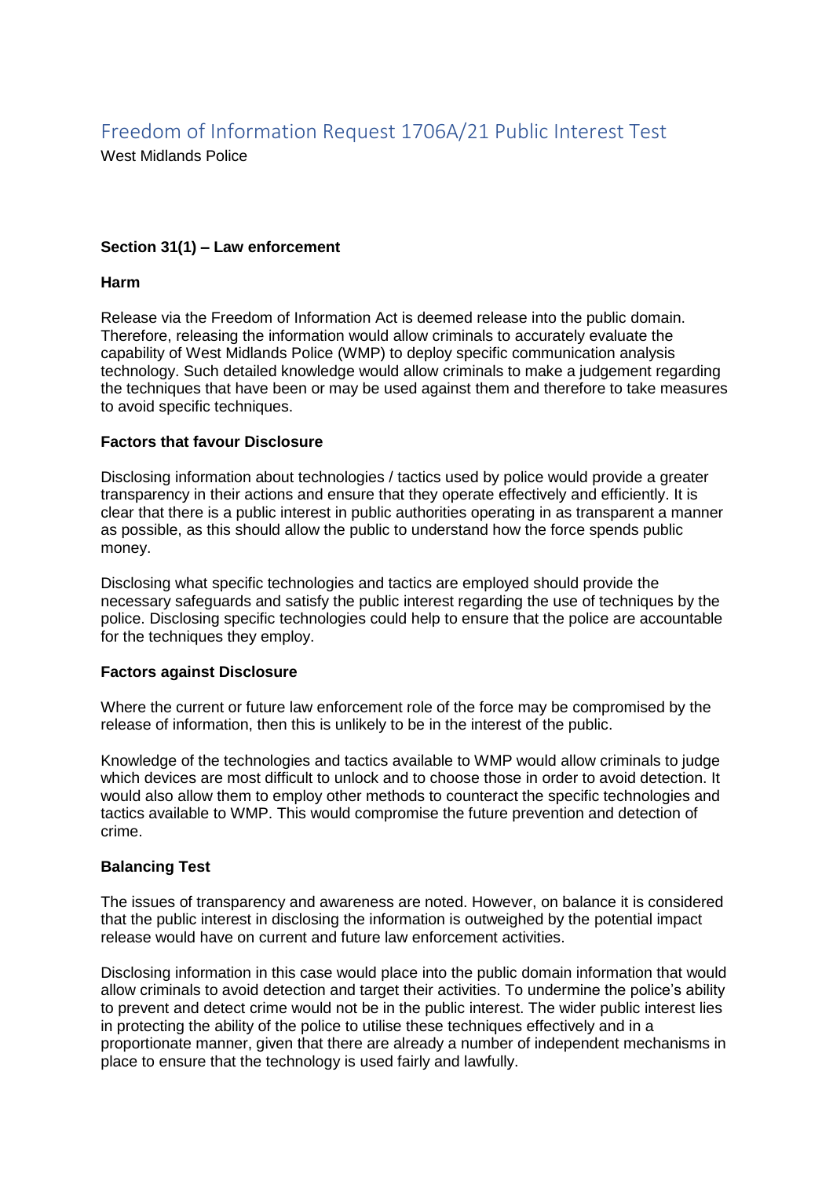# Freedom of Information Request 1706A/21 Public Interest Test

West Midlands Police

**Section 31(1) – Law enforcement**

**Harm**

Release via the Freedom of Information Act is deemed release into the public domain. Therefore, releasing the information would allow criminals to accurately evaluate the capability of West Midlands Police (WMP) to deploy specific communication analysis technology. Such detailed knowledge would allow criminals to make a judgement regarding the techniques that have been or may be used against them and therefore to take measures to avoid specific techniques.

**Factors that favour Disclosure**

Disclosing information about technologies / tactics used by police would provide a greater transparency in their actions and ensure that they operate effectively and efficiently. It is clear that there is a public interest in public authorities operating in as transparent a manner as possible, as this should allow the public to understand how the force spends public money.

Disclosing what specific technologies and tactics are employed should provide the necessary safeguards and satisfy the public interest regarding the use of techniques by the police. Disclosing specific technologies could help to ensure that the police are accountable for the techniques they employ.

**Factors against Disclosure**

Where the current or future law enforcement role of the force may be compromised by the release of information, then this is unlikely to be in the interest of the public.

Knowledge of the technologies and tactics available to WMP would allow criminals to judge which devices are most difficult to unlock and to choose those in order to avoid detection. It would also allow them to employ other methods to counteract the specific technologies and tactics available to WMP. This would compromise the future prevention and detection of crime.

**Balancing Test**

The issues of transparency and awareness are noted. However, on balance it is considered that the public interest in disclosing the information is outweighed by the potential impact release would have on current and future law enforcement activities.

Disclosing information in this case would place into the public domain information that would allow criminals to avoid detection and target their activities. To undermine the police's ability to prevent and detect crime would not be in the public interest. The wider public interest lies in protecting the ability of the police to utilise these techniques effectively and in a proportionate manner, given that there are already a number of independent mechanisms in place to ensure that the technology is used fairly and lawfully.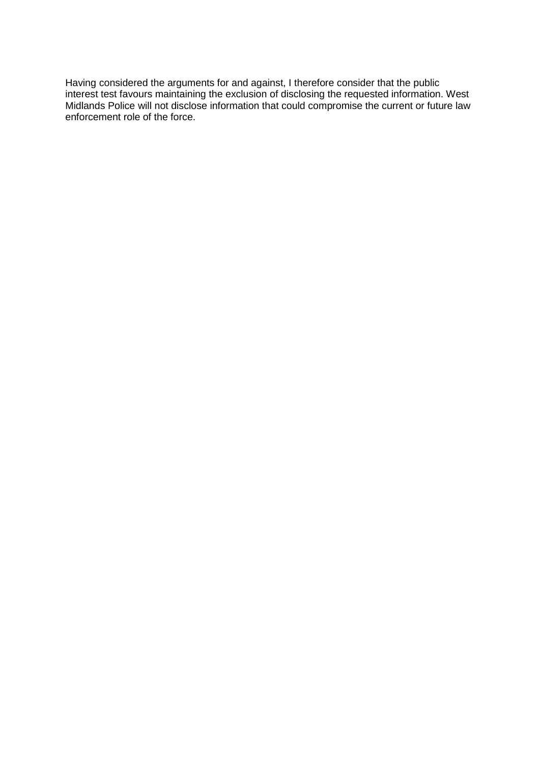Having considered the arguments for and against, I therefore consider that the public interest test favours maintaining the exclusion of disclosing the requested information. West Midlands Police will not disclose information that could compromise the current or future law enforcement role of the force.